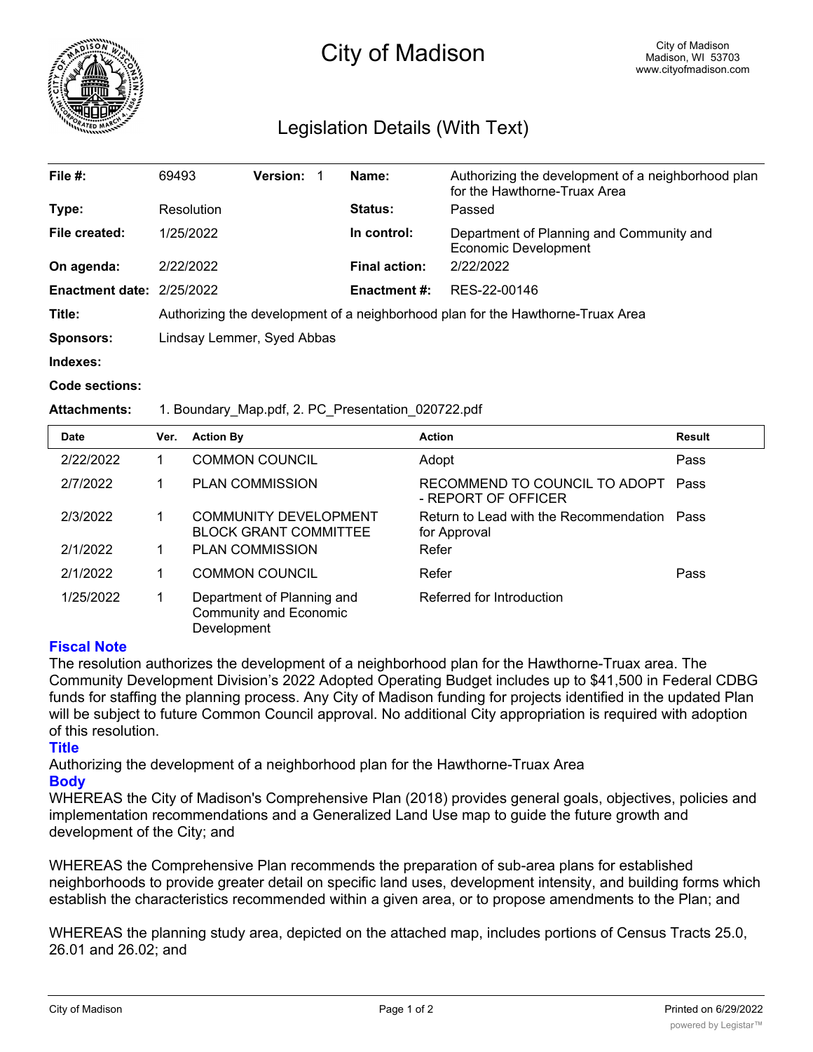# City of Madison

City of Madison
Madison, WI 53703
www.cityofmadison.com

## Legislation Details (With Text)

| | | | | | |
|---|---|---|---|---|---|
| **File #:** | 69493 | **Version:** 1 | | **Name:** | Authorizing the development of a neighborhood plan for the Hawthorne-Truax Area |
| **Type:** | Resolution | | | **Status:** | Passed |
| **File created:** | 1/25/2022 | | | **In control:** | Department of Planning and Community and Economic Development |
| **On agenda:** | 2/22/2022 | | | **Final action:** | 2/22/2022 |
| **Enactment date:** | 2/25/2022 | | | **Enactment #:** | RES-22-00146 |

**Title:** Authorizing the development of a neighborhood plan for the Hawthorne-Truax Area

**Sponsors:** Lindsay Lemmer, Syed Abbas

**Indexes:**

**Code sections:**

**Attachments:** 1. Boundary_Map.pdf, 2. PC_Presentation_020722.pdf

| Date | Ver. | Action By | Action | Result |
|---|---|---|---|---|
| 2/22/2022 | 1 | COMMON COUNCIL | Adopt | Pass |
| 2/7/2022 | 1 | PLAN COMMISSION | RECOMMEND TO COUNCIL TO ADOPT - REPORT OF OFFICER | Pass |
| 2/3/2022 | 1 | COMMUNITY DEVELOPMENT BLOCK GRANT COMMITTEE | Return to Lead with the Recommendation for Approval | Pass |
| 2/1/2022 | 1 | PLAN COMMISSION | Refer | |
| 2/1/2022 | 1 | COMMON COUNCIL | Refer | Pass |
| 1/25/2022 | 1 | Department of Planning and Community and Economic Development | Referred for Introduction | |

### Fiscal Note

The resolution authorizes the development of a neighborhood plan for the Hawthorne-Truax area. The Community Development Division's 2022 Adopted Operating Budget includes up to $41,500 in Federal CDBG funds for staffing the planning process. Any City of Madison funding for projects identified in the updated Plan will be subject to future Common Council approval. No additional City appropriation is required with adoption of this resolution.

### Title

Authorizing the development of a neighborhood plan for the Hawthorne-Truax Area

### Body

WHEREAS the City of Madison's Comprehensive Plan (2018) provides general goals, objectives, policies and implementation recommendations and a Generalized Land Use map to guide the future growth and development of the City; and

WHEREAS the Comprehensive Plan recommends the preparation of sub-area plans for established neighborhoods to provide greater detail on specific land uses, development intensity, and building forms which establish the characteristics recommended within a given area, or to propose amendments to the Plan; and

WHEREAS the planning study area, depicted on the attached map, includes portions of Census Tracts 25.0, 26.01 and 26.02; and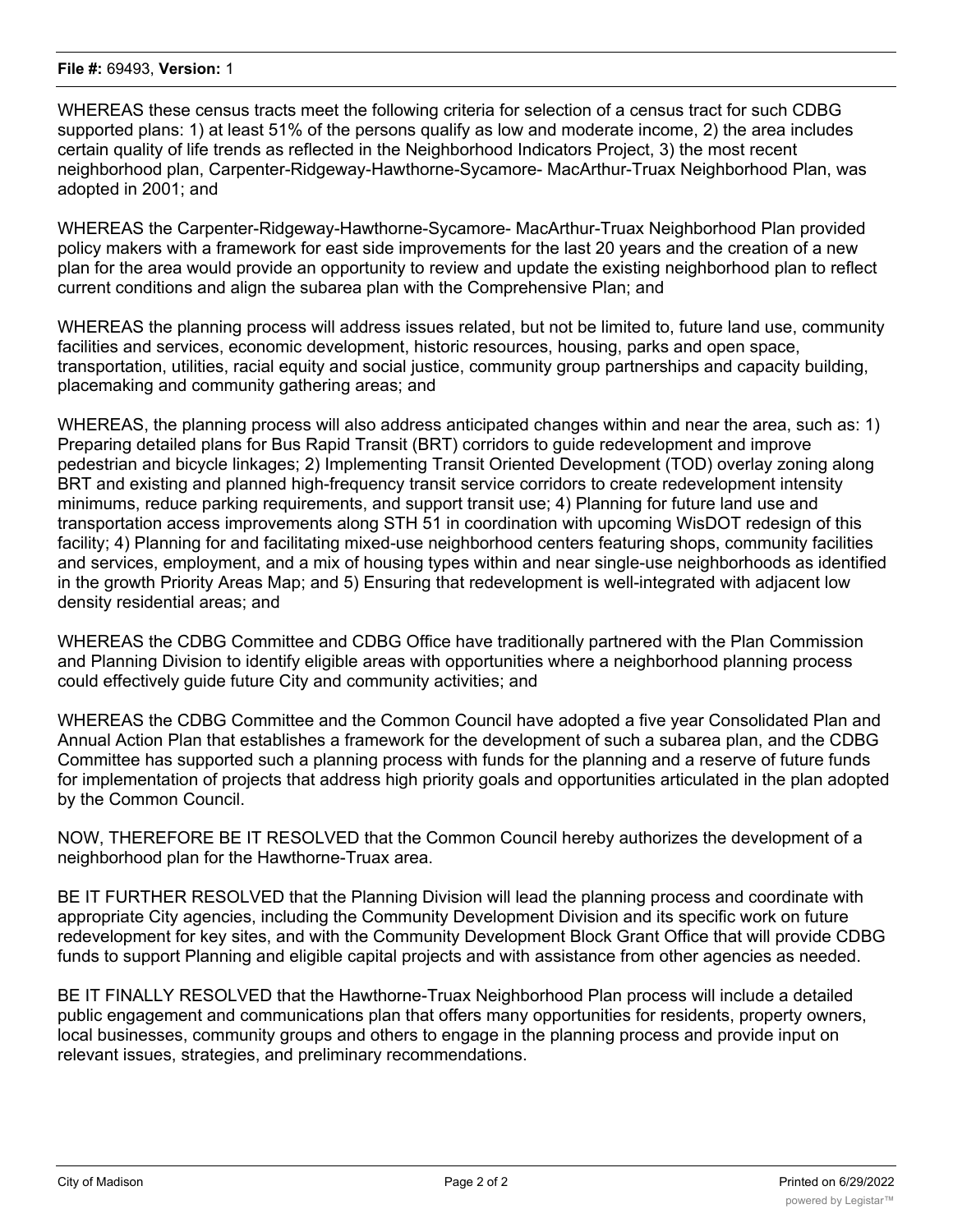WHEREAS these census tracts meet the following criteria for selection of a census tract for such CDBG supported plans: 1) at least 51% of the persons qualify as low and moderate income, 2) the area includes certain quality of life trends as reflected in the Neighborhood Indicators Project, 3) the most recent neighborhood plan, Carpenter-Ridgeway-Hawthorne-Sycamore- MacArthur-Truax Neighborhood Plan, was adopted in 2001; and

WHEREAS the Carpenter-Ridgeway-Hawthorne-Sycamore- MacArthur-Truax Neighborhood Plan provided policy makers with a framework for east side improvements for the last 20 years and the creation of a new plan for the area would provide an opportunity to review and update the existing neighborhood plan to reflect current conditions and align the subarea plan with the Comprehensive Plan; and

WHEREAS the planning process will address issues related, but not be limited to, future land use, community facilities and services, economic development, historic resources, housing, parks and open space, transportation, utilities, racial equity and social justice, community group partnerships and capacity building, placemaking and community gathering areas; and

WHEREAS, the planning process will also address anticipated changes within and near the area, such as: 1) Preparing detailed plans for Bus Rapid Transit (BRT) corridors to guide redevelopment and improve pedestrian and bicycle linkages; 2) Implementing Transit Oriented Development (TOD) overlay zoning along BRT and existing and planned high-frequency transit service corridors to create redevelopment intensity minimums, reduce parking requirements, and support transit use; 4) Planning for future land use and transportation access improvements along STH 51 in coordination with upcoming WisDOT redesign of this facility; 4) Planning for and facilitating mixed-use neighborhood centers featuring shops, community facilities and services, employment, and a mix of housing types within and near single-use neighborhoods as identified in the growth Priority Areas Map; and 5) Ensuring that redevelopment is well-integrated with adjacent low density residential areas; and

WHEREAS the CDBG Committee and CDBG Office have traditionally partnered with the Plan Commission and Planning Division to identify eligible areas with opportunities where a neighborhood planning process could effectively guide future City and community activities; and

WHEREAS the CDBG Committee and the Common Council have adopted a five year Consolidated Plan and Annual Action Plan that establishes a framework for the development of such a subarea plan, and the CDBG Committee has supported such a planning process with funds for the planning and a reserve of future funds for implementation of projects that address high priority goals and opportunities articulated in the plan adopted by the Common Council.

NOW, THEREFORE BE IT RESOLVED that the Common Council hereby authorizes the development of a neighborhood plan for the Hawthorne-Truax area.

BE IT FURTHER RESOLVED that the Planning Division will lead the planning process and coordinate with appropriate City agencies, including the Community Development Division and its specific work on future redevelopment for key sites, and with the Community Development Block Grant Office that will provide CDBG funds to support Planning and eligible capital projects and with assistance from other agencies as needed.

BE IT FINALLY RESOLVED that the Hawthorne-Truax Neighborhood Plan process will include a detailed public engagement and communications plan that offers many opportunities for residents, property owners, local businesses, community groups and others to engage in the planning process and provide input on relevant issues, strategies, and preliminary recommendations.